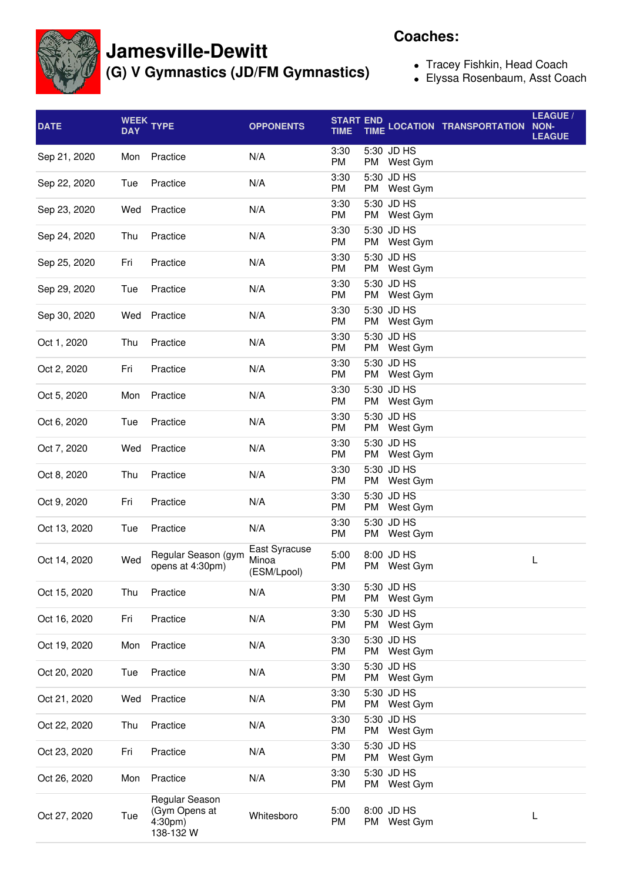# Jamesville-Dewitt

## (G) V Gymnastics (JD/FM Gymnastics)

**Coaches:**

- Tracey Fishkin, Head Coach
- Elyssa Rosenbaum, Asst Coach

| DATE | WEEK DAY | TYPE | OPPONENTS | START TIME | END TIME | LOCATION | TRANSPORTATION | LEAGUE / NON-LEAGUE |
|---|---|---|---|---|---|---|---|---|
| Sep 21, 2020 | Mon | Practice | N/A | 3:30 PM | 5:30 PM | JD HS West Gym | | |
| Sep 22, 2020 | Tue | Practice | N/A | 3:30 PM | 5:30 PM | JD HS West Gym | | |
| Sep 23, 2020 | Wed | Practice | N/A | 3:30 PM | 5:30 PM | JD HS West Gym | | |
| Sep 24, 2020 | Thu | Practice | N/A | 3:30 PM | 5:30 PM | JD HS West Gym | | |
| Sep 25, 2020 | Fri | Practice | N/A | 3:30 PM | 5:30 PM | JD HS West Gym | | |
| Sep 29, 2020 | Tue | Practice | N/A | 3:30 PM | 5:30 PM | JD HS West Gym | | |
| Sep 30, 2020 | Wed | Practice | N/A | 3:30 PM | 5:30 PM | JD HS West Gym | | |
| Oct 1, 2020 | Thu | Practice | N/A | 3:30 PM | 5:30 PM | JD HS West Gym | | |
| Oct 2, 2020 | Fri | Practice | N/A | 3:30 PM | 5:30 PM | JD HS West Gym | | |
| Oct 5, 2020 | Mon | Practice | N/A | 3:30 PM | 5:30 PM | JD HS West Gym | | |
| Oct 6, 2020 | Tue | Practice | N/A | 3:30 PM | 5:30 PM | JD HS West Gym | | |
| Oct 7, 2020 | Wed | Practice | N/A | 3:30 PM | 5:30 PM | JD HS West Gym | | |
| Oct 8, 2020 | Thu | Practice | N/A | 3:30 PM | 5:30 PM | JD HS West Gym | | |
| Oct 9, 2020 | Fri | Practice | N/A | 3:30 PM | 5:30 PM | JD HS West Gym | | |
| Oct 13, 2020 | Tue | Practice | N/A | 3:30 PM | 5:30 PM | JD HS West Gym | | |
| Oct 14, 2020 | Wed | Regular Season (gym opens at 4:30pm) | East Syracuse Minoa (ESM/Lpool) | 5:00 PM | 8:00 PM | JD HS West Gym | | L |
| Oct 15, 2020 | Thu | Practice | N/A | 3:30 PM | 5:30 PM | JD HS West Gym | | |
| Oct 16, 2020 | Fri | Practice | N/A | 3:30 PM | 5:30 PM | JD HS West Gym | | |
| Oct 19, 2020 | Mon | Practice | N/A | 3:30 PM | 5:30 PM | JD HS West Gym | | |
| Oct 20, 2020 | Tue | Practice | N/A | 3:30 PM | 5:30 PM | JD HS West Gym | | |
| Oct 21, 2020 | Wed | Practice | N/A | 3:30 PM | 5:30 PM | JD HS West Gym | | |
| Oct 22, 2020 | Thu | Practice | N/A | 3:30 PM | 5:30 PM | JD HS West Gym | | |
| Oct 23, 2020 | Fri | Practice | N/A | 3:30 PM | 5:30 PM | JD HS West Gym | | |
| Oct 26, 2020 | Mon | Practice | N/A | 3:30 PM | 5:30 PM | JD HS West Gym | | |
| Oct 27, 2020 | Tue | Regular Season (Gym Opens at 4:30pm) 138-132 W | Whitesboro | 5:00 PM | 8:00 PM | JD HS West Gym | | L |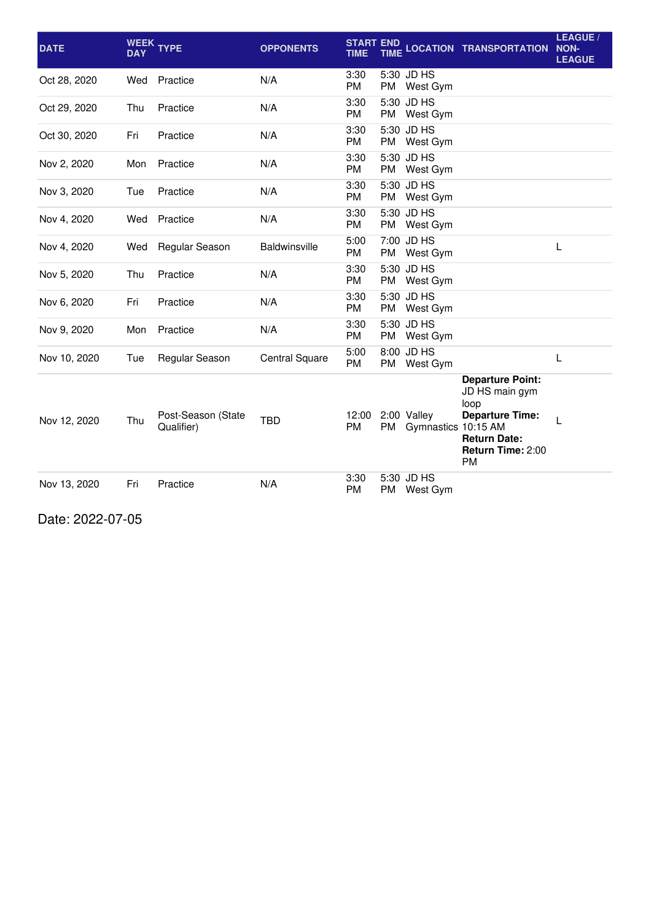| DATE | WEEK DAY | TYPE | OPPONENTS | START TIME | END TIME | LOCATION | TRANSPORTATION | LEAGUE / NON-LEAGUE |
|---|---|---|---|---|---|---|---|---|
| Oct 28, 2020 | Wed | Practice | N/A | 3:30 PM | 5:30 PM | JD HS West Gym | | |
| Oct 29, 2020 | Thu | Practice | N/A | 3:30 PM | 5:30 PM | JD HS West Gym | | |
| Oct 30, 2020 | Fri | Practice | N/A | 3:30 PM | 5:30 PM | JD HS West Gym | | |
| Nov 2, 2020 | Mon | Practice | N/A | 3:30 PM | 5:30 PM | JD HS West Gym | | |
| Nov 3, 2020 | Tue | Practice | N/A | 3:30 PM | 5:30 PM | JD HS West Gym | | |
| Nov 4, 2020 | Wed | Practice | N/A | 3:30 PM | 5:30 PM | JD HS West Gym | | |
| Nov 4, 2020 | Wed | Regular Season | Baldwinsville | 5:00 PM | 7:00 PM | JD HS West Gym | | L |
| Nov 5, 2020 | Thu | Practice | N/A | 3:30 PM | 5:30 PM | JD HS West Gym | | |
| Nov 6, 2020 | Fri | Practice | N/A | 3:30 PM | 5:30 PM | JD HS West Gym | | |
| Nov 9, 2020 | Mon | Practice | N/A | 3:30 PM | 5:30 PM | JD HS West Gym | | |
| Nov 10, 2020 | Tue | Regular Season | Central Square | 5:00 PM | 8:00 PM | JD HS West Gym | | L |
| Nov 12, 2020 | Thu | Post-Season (State Qualifier) | TBD | 12:00 PM | 2:00 PM | Valley Gymnastics | **Departure Point:** JD HS main gym loop **Departure Time:** 10:15 AM **Return Date:** **Return Time:** 2:00 PM | L |
| Nov 13, 2020 | Fri | Practice | N/A | 3:30 PM | 5:30 PM | JD HS West Gym | | |

Date: 2022-07-05